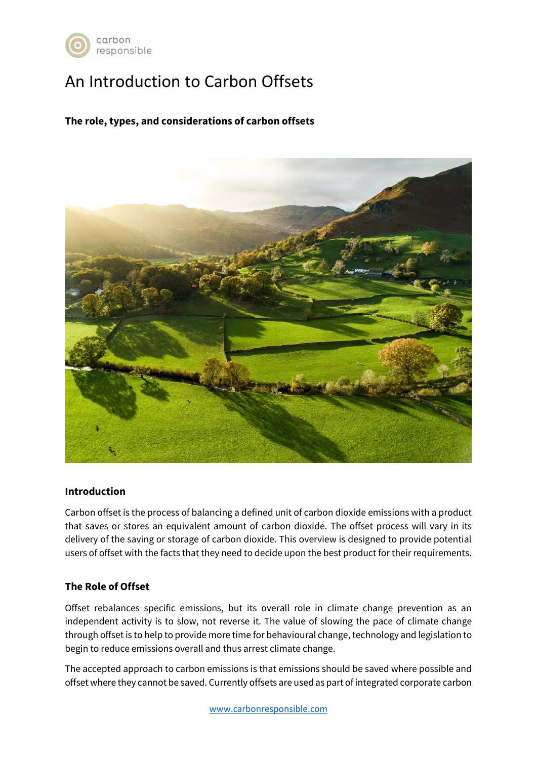# An Introduction to Carbon Offsets

**The role, types, and considerations of carbon offsets**

## Introduction

Carbon offset is the process of balancing a defined unit of carbon dioxide emissions with a product that saves or stores an equivalent amount of carbon dioxide. The offset process will vary in its delivery of the saving or storage of carbon dioxide. This overview is designed to provide potential users of offset with the facts that they need to decide upon the best product for their requirements.

## The Role of Offset

Offset rebalances specific emissions, but its overall role in climate change prevention as an independent activity is to slow, not reverse it. The value of slowing the pace of climate change through offset is to help to provide more time for behavioural change, technology and legislation to begin to reduce emissions overall and thus arrest climate change.

The accepted approach to carbon emissions is that emissions should be saved where possible and offset where they cannot be saved. Currently offsets are used as part of integrated corporate carbon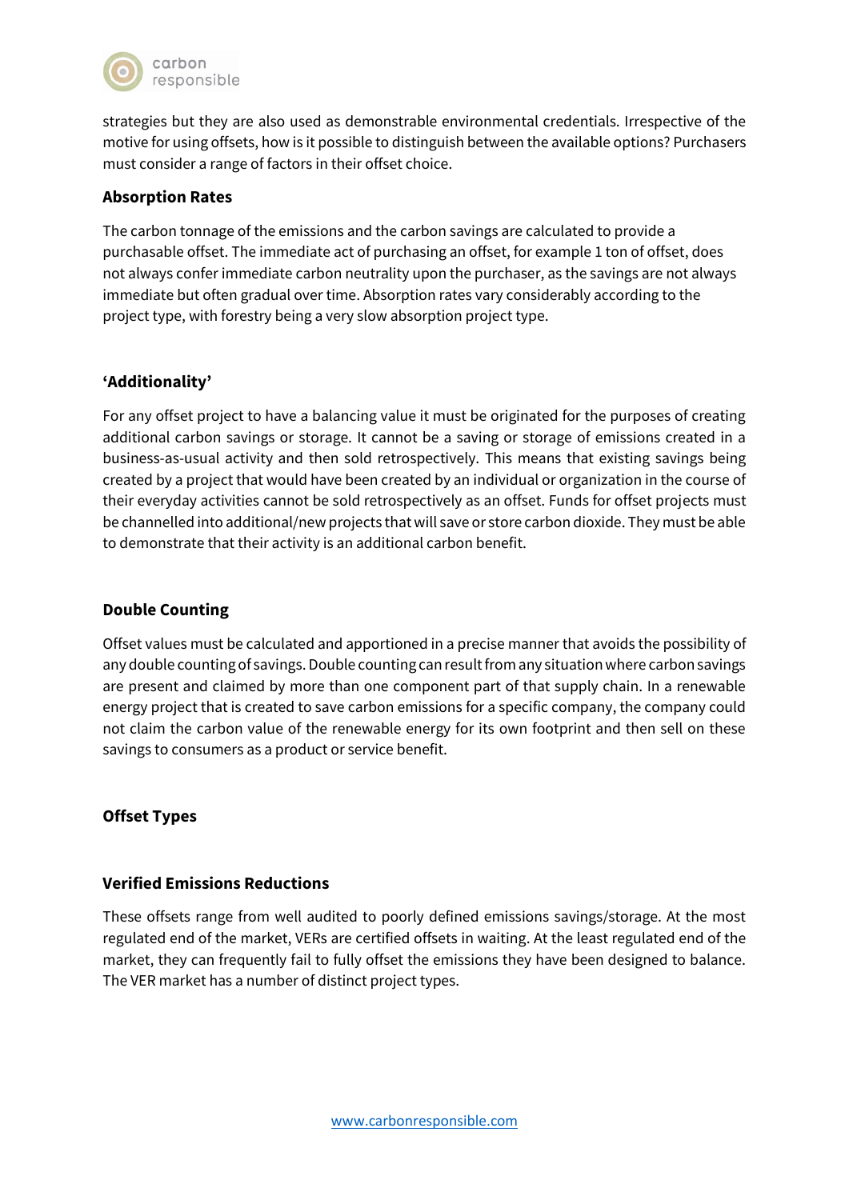strategies but they are also used as demonstrable environmental credentials. Irrespective of the motive for using offsets, how is it possible to distinguish between the available options? Purchasers must consider a range of factors in their offset choice.

### Absorption Rates

The carbon tonnage of the emissions and the carbon savings are calculated to provide a purchasable offset. The immediate act of purchasing an offset, for example 1 ton of offset, does not always confer immediate carbon neutrality upon the purchaser, as the savings are not always immediate but often gradual over time. Absorption rates vary considerably according to the project type, with forestry being a very slow absorption project type.

### 'Additionality'

For any offset project to have a balancing value it must be originated for the purposes of creating additional carbon savings or storage. It cannot be a saving or storage of emissions created in a business-as-usual activity and then sold retrospectively. This means that existing savings being created by a project that would have been created by an individual or organization in the course of their everyday activities cannot be sold retrospectively as an offset. Funds for offset projects must be channelled into additional/new projects that will save or store carbon dioxide. They must be able to demonstrate that their activity is an additional carbon benefit.

### Double Counting

Offset values must be calculated and apportioned in a precise manner that avoids the possibility of any double counting of savings. Double counting can result from any situation where carbon savings are present and claimed by more than one component part of that supply chain. In a renewable energy project that is created to save carbon emissions for a specific company, the company could not claim the carbon value of the renewable energy for its own footprint and then sell on these savings to consumers as a product or service benefit.

### Offset Types

### Verified Emissions Reductions

These offsets range from well audited to poorly defined emissions savings/storage. At the most regulated end of the market, VERs are certified offsets in waiting. At the least regulated end of the market, they can frequently fail to fully offset the emissions they have been designed to balance. The VER market has a number of distinct project types.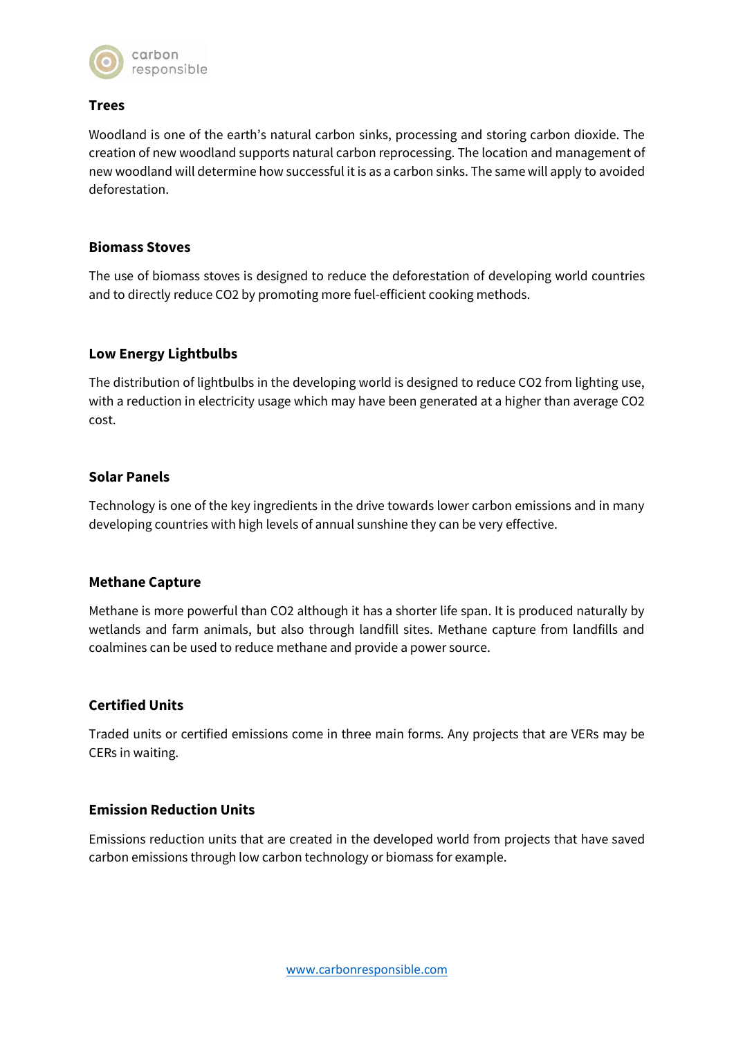### Trees

Woodland is one of the earth's natural carbon sinks, processing and storing carbon dioxide. The creation of new woodland supports natural carbon reprocessing. The location and management of new woodland will determine how successful it is as a carbon sinks. The same will apply to avoided deforestation.

### Biomass Stoves

The use of biomass stoves is designed to reduce the deforestation of developing world countries and to directly reduce $CO_2$ by promoting more fuel-efficient cooking methods.

### Low Energy Lightbulbs

The distribution of lightbulbs in the developing world is designed to reduce $CO_2$ from lighting use, with a reduction in electricity usage which may have been generated at a higher than average $CO_2$ cost.

### Solar Panels

Technology is one of the key ingredients in the drive towards lower carbon emissions and in many developing countries with high levels of annual sunshine they can be very effective.

### Methane Capture

Methane is more powerful than $CO_2$ although it has a shorter life span. It is produced naturally by wetlands and farm animals, but also through landfill sites. Methane capture from landfills and coalmines can be used to reduce methane and provide a power source.

### Certified Units

Traded units or certified emissions come in three main forms. Any projects that are VERs may be CERs in waiting.

### Emission Reduction Units

Emissions reduction units that are created in the developed world from projects that have saved carbon emissions through low carbon technology or biomass for example.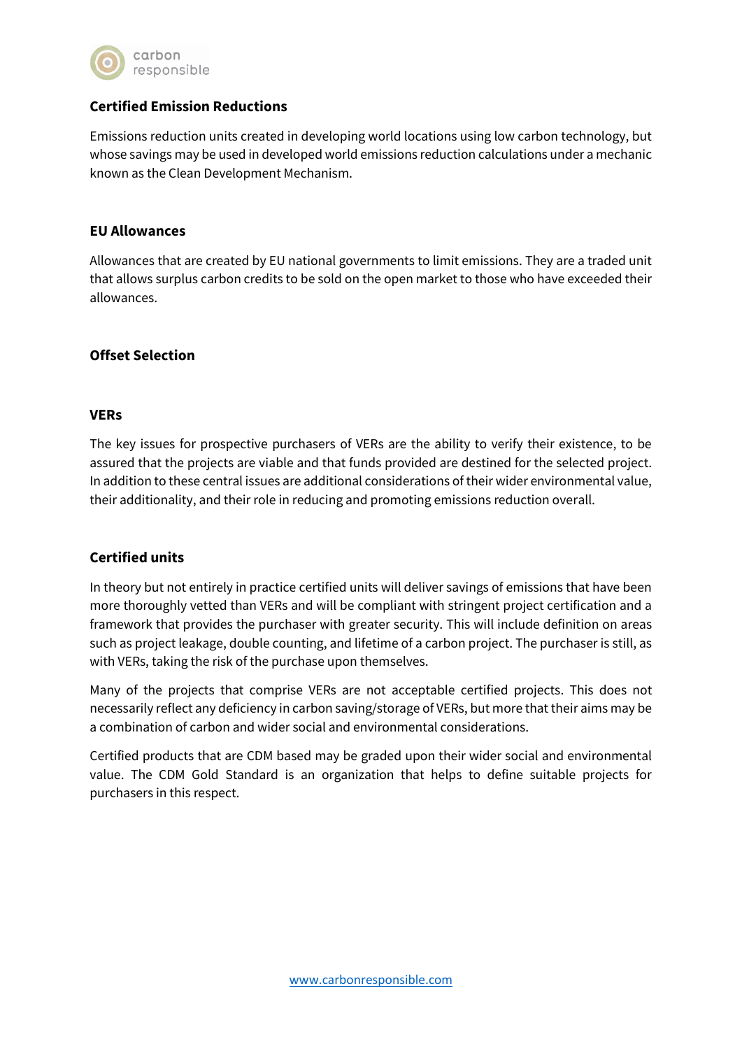## Certified Emission Reductions

Emissions reduction units created in developing world locations using low carbon technology, but whose savings may be used in developed world emissions reduction calculations under a mechanic known as the Clean Development Mechanism.

## EU Allowances

Allowances that are created by EU national governments to limit emissions. They are a traded unit that allows surplus carbon credits to be sold on the open market to those who have exceeded their allowances.

## Offset Selection

## VERs

The key issues for prospective purchasers of VERs are the ability to verify their existence, to be assured that the projects are viable and that funds provided are destined for the selected project. In addition to these central issues are additional considerations of their wider environmental value, their additionality, and their role in reducing and promoting emissions reduction overall.

## Certified units

In theory but not entirely in practice certified units will deliver savings of emissions that have been more thoroughly vetted than VERs and will be compliant with stringent project certification and a framework that provides the purchaser with greater security. This will include definition on areas such as project leakage, double counting, and lifetime of a carbon project. The purchaser is still, as with VERs, taking the risk of the purchase upon themselves.

Many of the projects that comprise VERs are not acceptable certified projects. This does not necessarily reflect any deficiency in carbon saving/storage of VERs, but more that their aims may be a combination of carbon and wider social and environmental considerations.

Certified products that are CDM based may be graded upon their wider social and environmental value. The CDM Gold Standard is an organization that helps to define suitable projects for purchasers in this respect.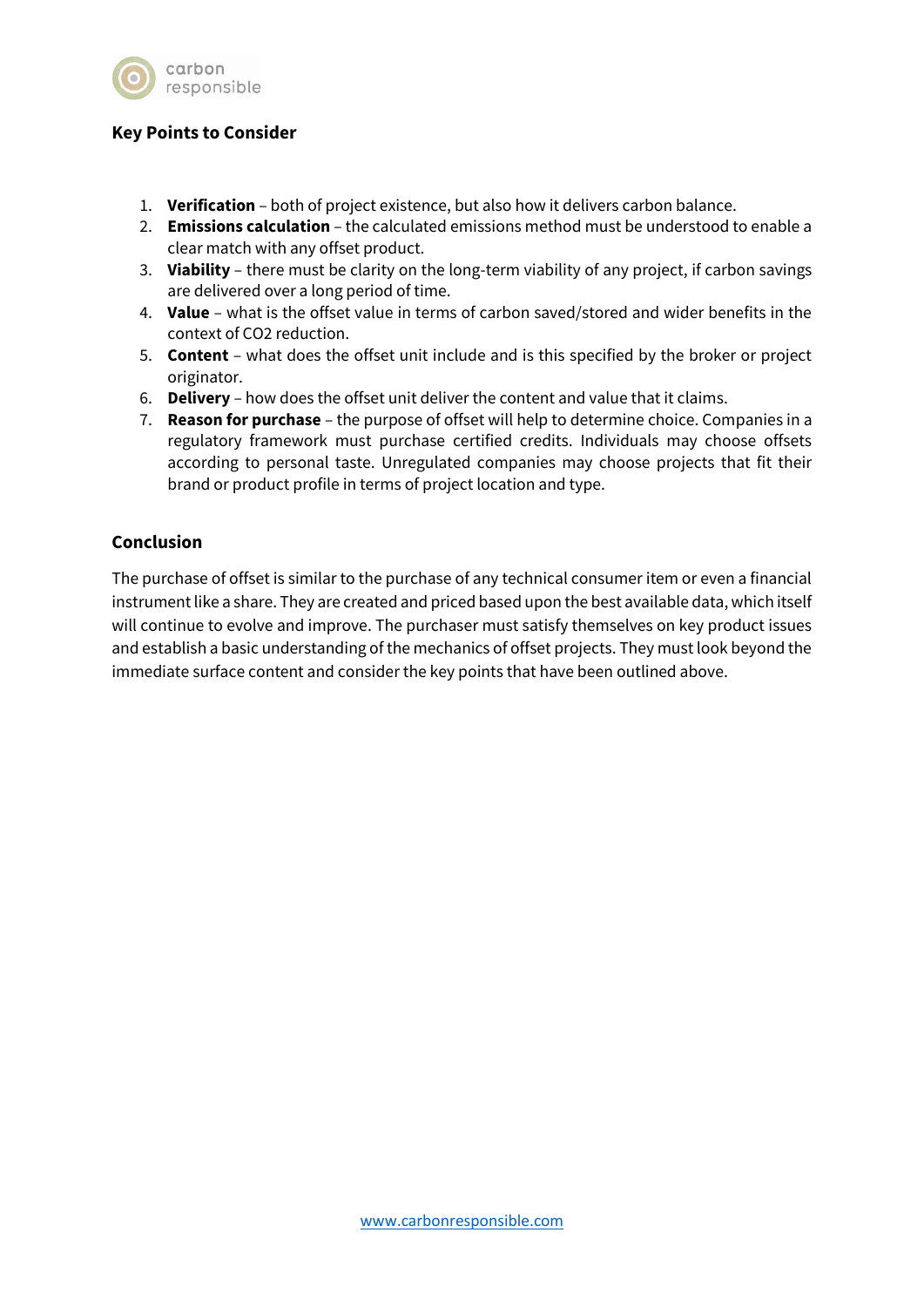## Key Points to Consider

1. **Verification** – both of project existence, but also how it delivers carbon balance.
2. **Emissions calculation** – the calculated emissions method must be understood to enable a clear match with any offset product.
3. **Viability** – there must be clarity on the long-term viability of any project, if carbon savings are delivered over a long period of time.
4. **Value** – what is the offset value in terms of carbon saved/stored and wider benefits in the context of $CO_2$ reduction.
5. **Content** – what does the offset unit include and is this specified by the broker or project originator.
6. **Delivery** – how does the offset unit deliver the content and value that it claims.
7. **Reason for purchase** – the purpose of offset will help to determine choice. Companies in a regulatory framework must purchase certified credits. Individuals may choose offsets according to personal taste. Unregulated companies may choose projects that fit their brand or product profile in terms of project location and type.

## Conclusion

The purchase of offset is similar to the purchase of any technical consumer item or even a financial instrument like a share. They are created and priced based upon the best available data, which itself will continue to evolve and improve. The purchaser must satisfy themselves on key product issues and establish a basic understanding of the mechanics of offset projects. They must look beyond the immediate surface content and consider the key points that have been outlined above.